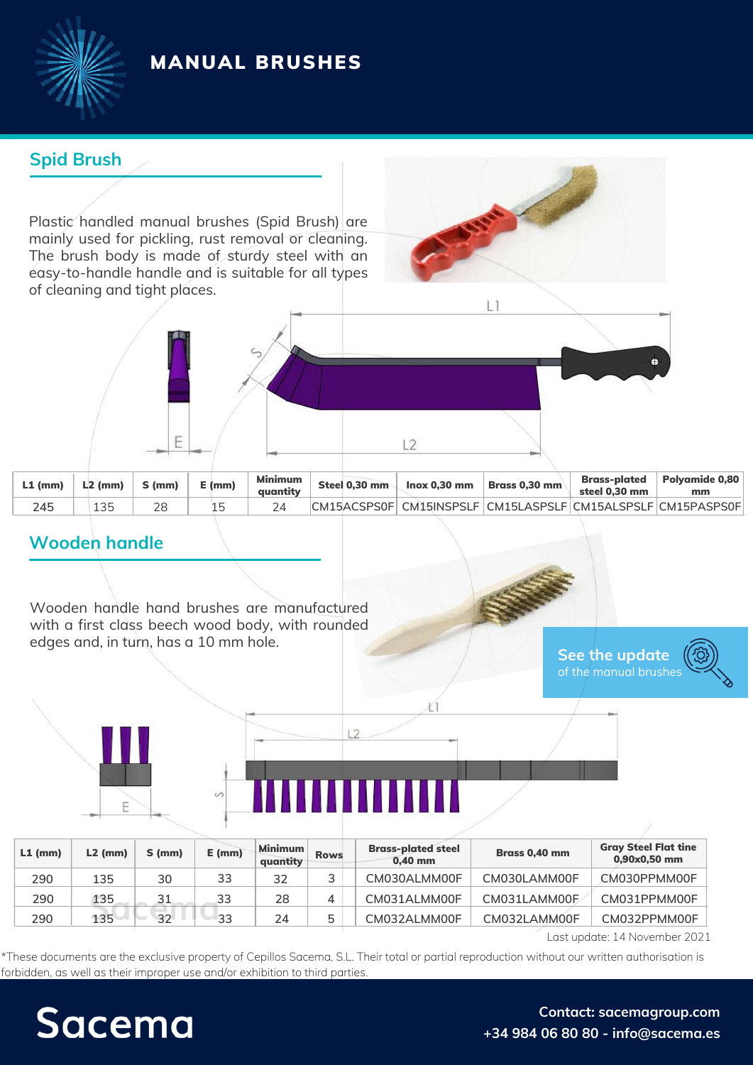# MANUAL BRUSHES

## Spid Brush

Plastic handled manual brushes (Spid Brush) are mainly used for pickling, rust removal or cleaning. The brush body is made of sturdy steel with an easy-to-handle handle and is suitable for all types of cleaning and tight places.

| L1 (mm) | L2 (mm) | S (mm) | E (mm) | Minimum quantity | Steel 0,30 mm | Inox 0,30 mm | Brass 0,30 mm | Brass-plated steel 0,30 mm | Polyamide 0,80 mm |
|---|---|---|---|---|---|---|---|---|---|
| 245 | 135 | 28 | 15 | 24 | CM15ACSPS0F | CM15INSPSLF | CM15LASPSLF | CM15ALSPSLF | CM15PASPS0F |

## Wooden handle

Wooden handle hand brushes are manufactured with a first class beech wood body, with rounded edges and, in turn, has a 10 mm hole.

See the update of the manual brushes

| L1 (mm) | L2 (mm) | S (mm) | E (mm) | Minimum quantity | Rows | Brass-plated steel 0,40 mm | Brass 0,40 mm | Gray Steel Flat tine 0,90x0,50 mm |
|---|---|---|---|---|---|---|---|---|
| 290 | 135 | 30 | 33 | 32 | 3 | CM030ALMM00F | CM030LAMM00F | CM030PPMM00F |
| 290 | 135 | 31 | 33 | 28 | 4 | CM031ALMM00F | CM031LAMM00F | CM031PPMM00F |
| 290 | 135 | 32 | 33 | 24 | 5 | CM032ALMM00F | CM032LAMM00F | CM032PPMM00F |

Last update: 14 November 2021

*These documents are the exclusive property of Cepillos Sacema, S.L. Their total or partial reproduction without our written authorisation is forbidden, as well as their improper use and/or exhibition to third parties.

Sacema

Contact: sacemagroup.com
+34 984 06 80 80 - info@sacema.es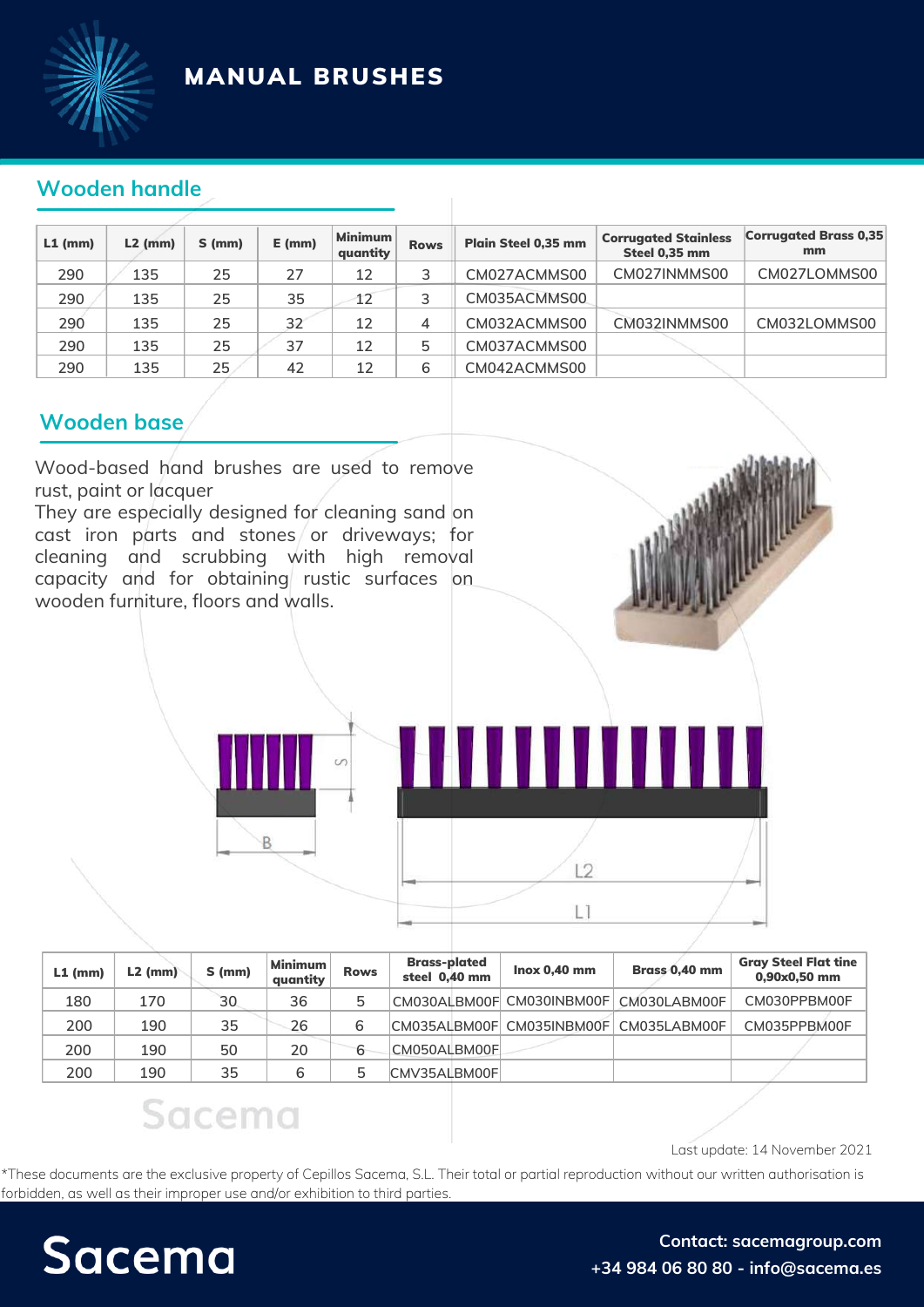# MANUAL BRUSHES

## Wooden handle

| L1 (mm) | L2 (mm) | S (mm) | E (mm) | Minimum quantity | Rows | Plain Steel 0,35 mm | Corrugated Stainless Steel 0,35 mm | Corrugated Brass 0,35 mm |
|---|---|---|---|---|---|---|---|---|
| 290 | 135 | 25 | 27 | 12 | 3 | CM027ACMMS00 | CM027INMMS00 | CM027LOMMS00 |
| 290 | 135 | 25 | 35 | 12 | 3 | CM035ACMMS00 | | |
| 290 | 135 | 25 | 32 | 12 | 4 | CM032ACMMS00 | CM032INMMS00 | CM032LOMMS00 |
| 290 | 135 | 25 | 37 | 12 | 5 | CM037ACMMS00 | | |
| 290 | 135 | 25 | 42 | 12 | 6 | CM042ACMMS00 | | |

## Wooden base

Wood-based hand brushes are used to remove rust, paint or lacquer
They are especially designed for cleaning sand on cast iron parts and stones or driveways; for cleaning and scrubbing with high removal capacity and for obtaining rustic surfaces on wooden furniture, floors and walls.

S

B

L2

L1

| L1 (mm) | L2 (mm) | S (mm) | Minimum quantity | Rows | Brass-plated steel 0,40 mm | Inox 0,40 mm | Brass 0,40 mm | Gray Steel Flat tine 0,90x0,50 mm |
|---|---|---|---|---|---|---|---|---|
| 180 | 170 | 30 | 36 | 5 | CM030ALBM00F | CM030INBM00F | CM030LABM00F | CM030PPBM00F |
| 200 | 190 | 35 | 26 | 6 | CM035ALBM00F | CM035INBM00F | CM035LABM00F | CM035PPBM00F |
| 200 | 190 | 50 | 20 | 6 | CM050ALBM00F | | | |
| 200 | 190 | 35 | 6 | 5 | CMV35ALBM00F | | | |

Last update: 14 November 2021

*These documents are the exclusive property of Cepillos Sacema, S.L. Their total or partial reproduction without our written authorisation is forbidden, as well as their improper use and/or exhibition to third parties.

Sacema

Contact: sacemagroup.com
+34 984 06 80 80 - info@sacema.es